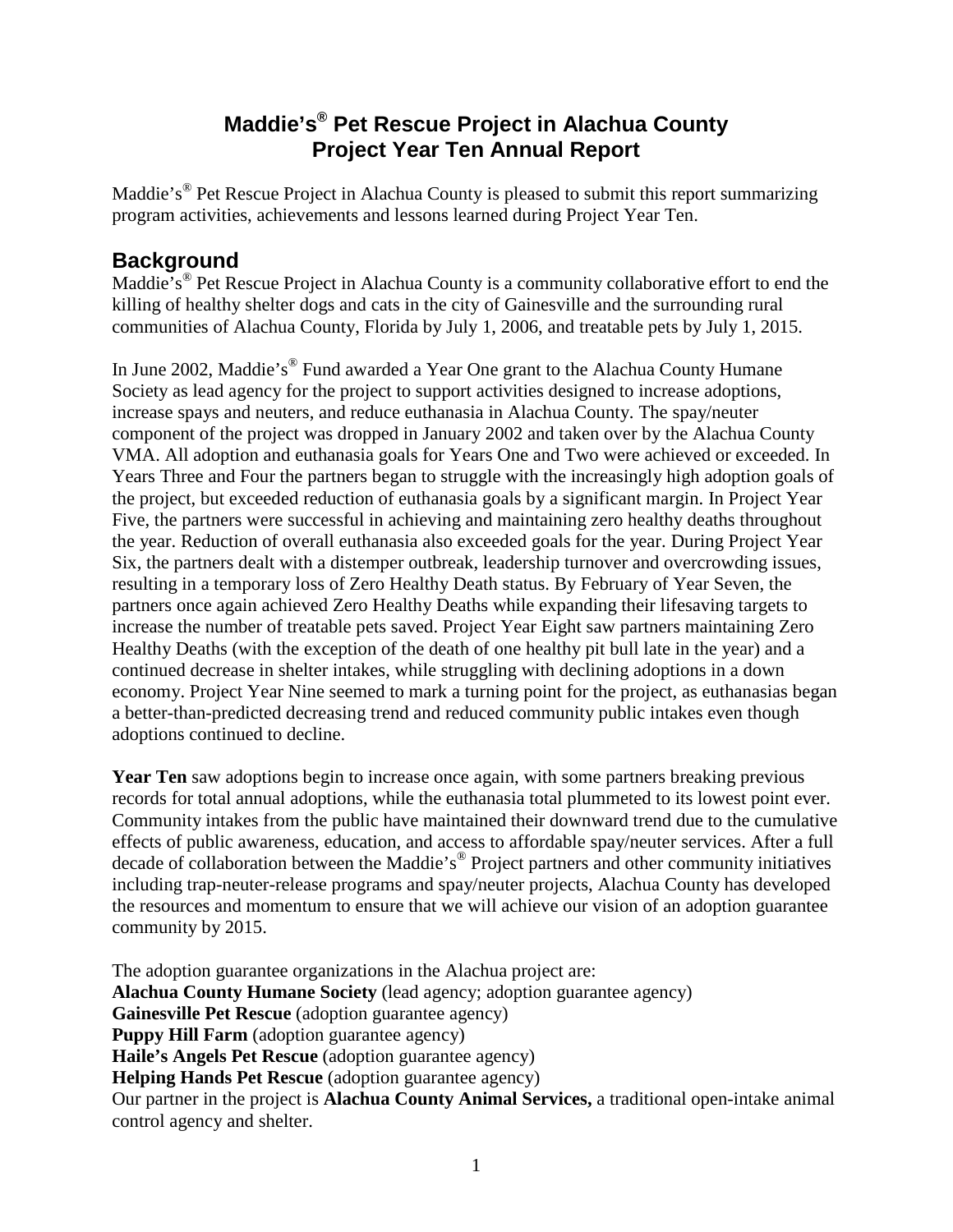# Maddie's® Pet Rescue Project in Alachua County
# Project Year Ten Annual Report

Maddie's® Pet Rescue Project in Alachua County is pleased to submit this report summarizing program activities, achievements and lessons learned during Project Year Ten.

## Background

Maddie's® Pet Rescue Project in Alachua County is a community collaborative effort to end the killing of healthy shelter dogs and cats in the city of Gainesville and the surrounding rural communities of Alachua County, Florida by July 1, 2006, and treatable pets by July 1, 2015.

In June 2002, Maddie's® Fund awarded a Year One grant to the Alachua County Humane Society as lead agency for the project to support activities designed to increase adoptions, increase spays and neuters, and reduce euthanasia in Alachua County. The spay/neuter component of the project was dropped in January 2002 and taken over by the Alachua County VMA. All adoption and euthanasia goals for Years One and Two were achieved or exceeded. In Years Three and Four the partners began to struggle with the increasingly high adoption goals of the project, but exceeded reduction of euthanasia goals by a significant margin. In Project Year Five, the partners were successful in achieving and maintaining zero healthy deaths throughout the year. Reduction of overall euthanasia also exceeded goals for the year. During Project Year Six, the partners dealt with a distemper outbreak, leadership turnover and overcrowding issues, resulting in a temporary loss of Zero Healthy Death status. By February of Year Seven, the partners once again achieved Zero Healthy Deaths while expanding their lifesaving targets to increase the number of treatable pets saved. Project Year Eight saw partners maintaining Zero Healthy Deaths (with the exception of the death of one healthy pit bull late in the year) and a continued decrease in shelter intakes, while struggling with declining adoptions in a down economy. Project Year Nine seemed to mark a turning point for the project, as euthanasias began a better-than-predicted decreasing trend and reduced community public intakes even though adoptions continued to decline.

**Year Ten** saw adoptions begin to increase once again, with some partners breaking previous records for total annual adoptions, while the euthanasia total plummeted to its lowest point ever. Community intakes from the public have maintained their downward trend due to the cumulative effects of public awareness, education, and access to affordable spay/neuter services. After a full decade of collaboration between the Maddie's® Project partners and other community initiatives including trap-neuter-release programs and spay/neuter projects, Alachua County has developed the resources and momentum to ensure that we will achieve our vision of an adoption guarantee community by 2015.

The adoption guarantee organizations in the Alachua project are:
**Alachua County Humane Society** (lead agency; adoption guarantee agency)
**Gainesville Pet Rescue** (adoption guarantee agency)
**Puppy Hill Farm** (adoption guarantee agency)
**Haile's Angels Pet Rescue** (adoption guarantee agency)
**Helping Hands Pet Rescue** (adoption guarantee agency)
Our partner in the project is **Alachua County Animal Services,** a traditional open-intake animal control agency and shelter.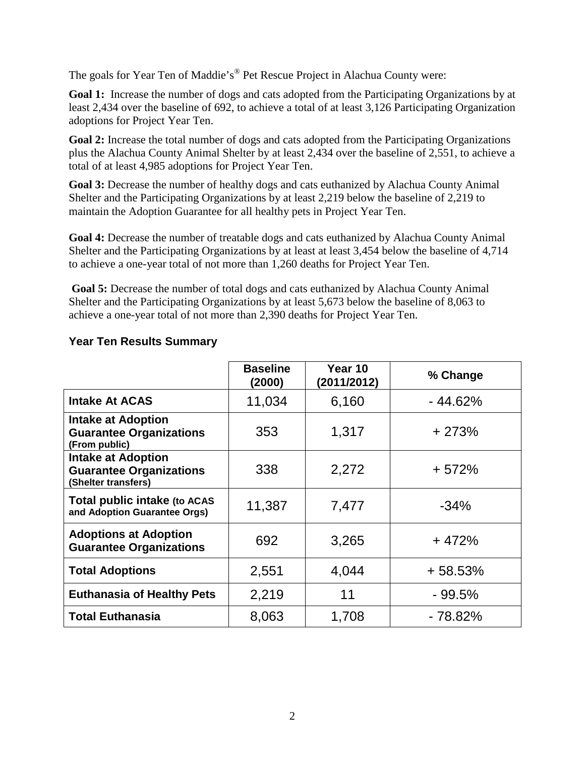The goals for Year Ten of Maddie's® Pet Rescue Project in Alachua County were:

**Goal 1:** Increase the number of dogs and cats adopted from the Participating Organizations by at least 2,434 over the baseline of 692, to achieve a total of at least 3,126 Participating Organization adoptions for Project Year Ten.

**Goal 2:** Increase the total number of dogs and cats adopted from the Participating Organizations plus the Alachua County Animal Shelter by at least 2,434 over the baseline of 2,551, to achieve a total of at least 4,985 adoptions for Project Year Ten.

**Goal 3:** Decrease the number of healthy dogs and cats euthanized by Alachua County Animal Shelter and the Participating Organizations by at least 2,219 below the baseline of 2,219 to maintain the Adoption Guarantee for all healthy pets in Project Year Ten.

**Goal 4:** Decrease the number of treatable dogs and cats euthanized by Alachua County Animal Shelter and the Participating Organizations by at least at least 3,454 below the baseline of 4,714 to achieve a one-year total of not more than 1,260 deaths for Project Year Ten.

**Goal 5:** Decrease the number of total dogs and cats euthanized by Alachua County Animal Shelter and the Participating Organizations by at least 5,673 below the baseline of 8,063 to achieve a one-year total of not more than 2,390 deaths for Project Year Ten.

## Year Ten Results Summary

| | Baseline (2000) | Year 10 (2011/2012) | % Change |
|---|---|---|---|
| **Intake At ACAS** | 11,034 | 6,160 | - 44.62% |
| **Intake at Adoption Guarantee Organizations (From public)** | 353 | 1,317 | + 273% |
| **Intake at Adoption Guarantee Organizations (Shelter transfers)** | 338 | 2,272 | + 572% |
| **Total public intake (to ACAS and Adoption Guarantee Orgs)** | 11,387 | 7,477 | -34% |
| **Adoptions at Adoption Guarantee Organizations** | 692 | 3,265 | + 472% |
| **Total Adoptions** | 2,551 | 4,044 | + 58.53% |
| **Euthanasia of Healthy Pets** | 2,219 | 11 | - 99.5% |
| **Total Euthanasia** | 8,063 | 1,708 | - 78.82% |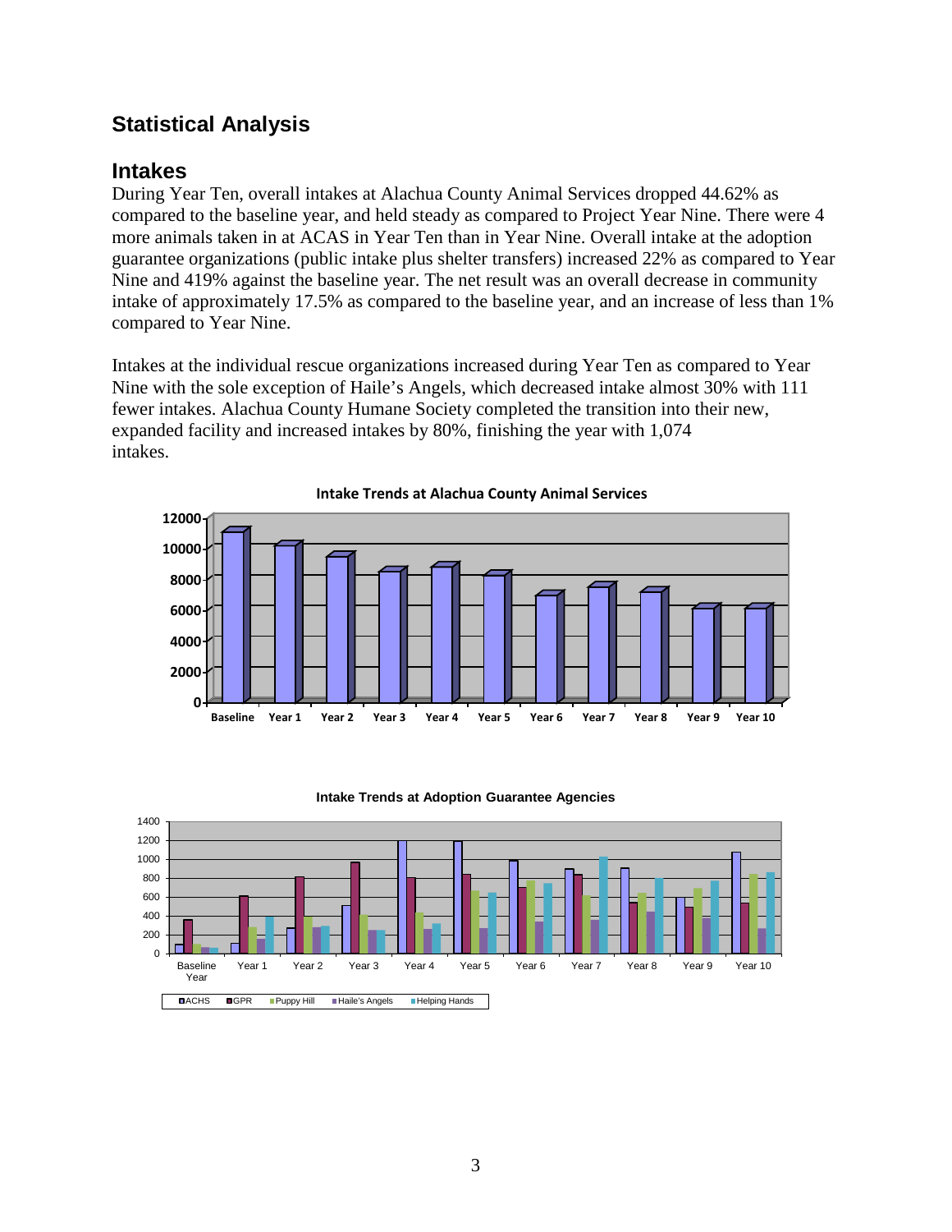## Statistical Analysis

## Intakes

During Year Ten, overall intakes at Alachua County Animal Services dropped 44.62% as compared to the baseline year, and held steady as compared to Project Year Nine. There were 4 more animals taken in at ACAS in Year Ten than in Year Nine. Overall intake at the adoption guarantee organizations (public intake plus shelter transfers) increased 22% as compared to Year Nine and 419% against the baseline year. The net result was an overall decrease in community intake of approximately 17.5% as compared to the baseline year, and an increase of less than 1% compared to Year Nine.

Intakes at the individual rescue organizations increased during Year Ten as compared to Year Nine with the sole exception of Haile's Angels, which decreased intake almost 30% with 111 fewer intakes. Alachua County Humane Society completed the transition into their new, expanded facility and increased intakes by 80%, finishing the year with 1,074 intakes.

**Intake Trends at Alachua County Animal Services**

**Intake Trends at Adoption Guarantee Agencies**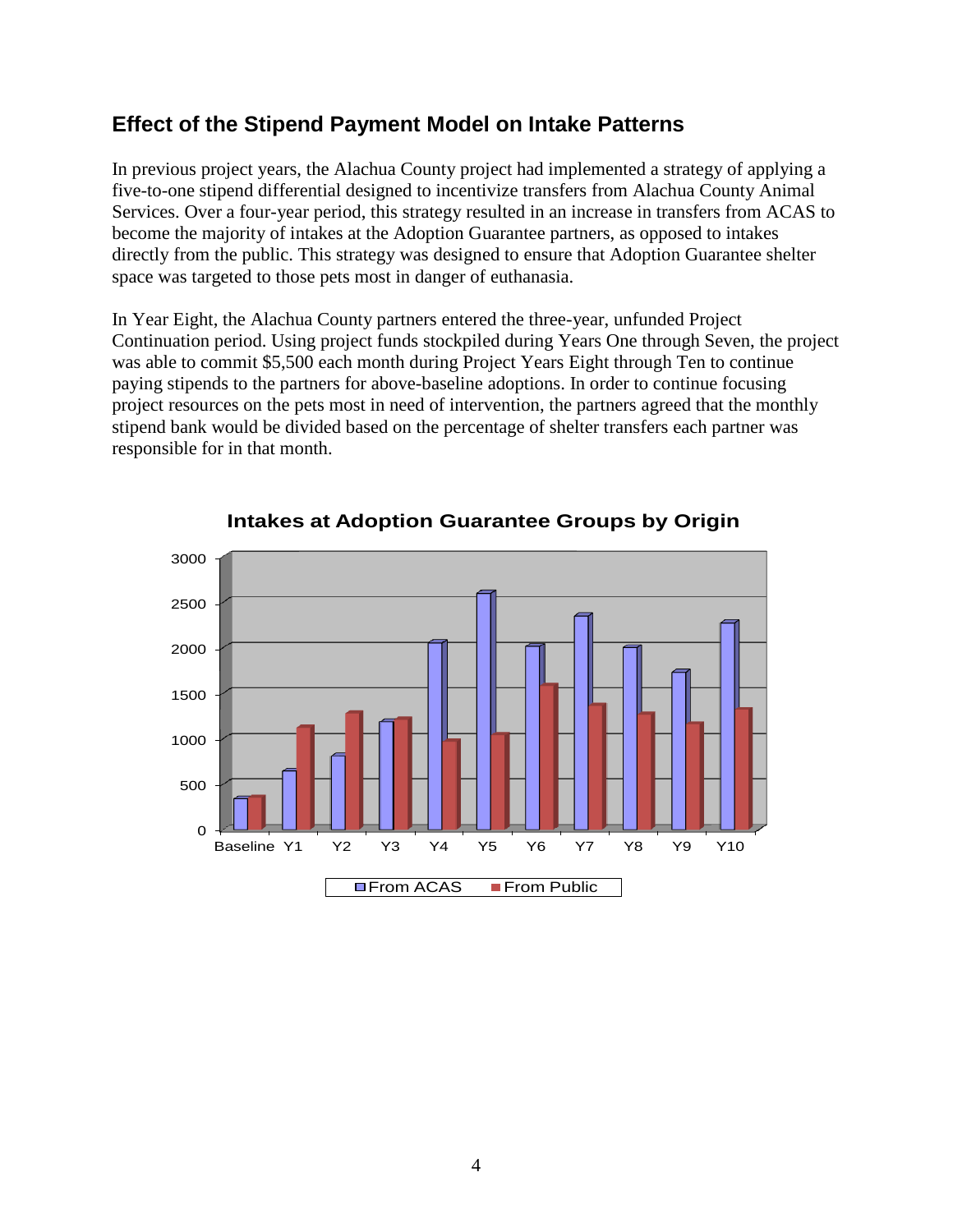## Effect of the Stipend Payment Model on Intake Patterns

In previous project years, the Alachua County project had implemented a strategy of applying a five-to-one stipend differential designed to incentivize transfers from Alachua County Animal Services. Over a four-year period, this strategy resulted in an increase in transfers from ACAS to become the majority of intakes at the Adoption Guarantee partners, as opposed to intakes directly from the public. This strategy was designed to ensure that Adoption Guarantee shelter space was targeted to those pets most in danger of euthanasia.

In Year Eight, the Alachua County partners entered the three-year, unfunded Project Continuation period. Using project funds stockpiled during Years One through Seven, the project was able to commit $5,500 each month during Project Years Eight through Ten to continue paying stipends to the partners for above-baseline adoptions. In order to continue focusing project resources on the pets most in need of intervention, the partners agreed that the monthly stipend bank would be divided based on the percentage of shelter transfers each partner was responsible for in that month.

**Intakes at Adoption Guarantee Groups by Origin**

From ACAS / From Public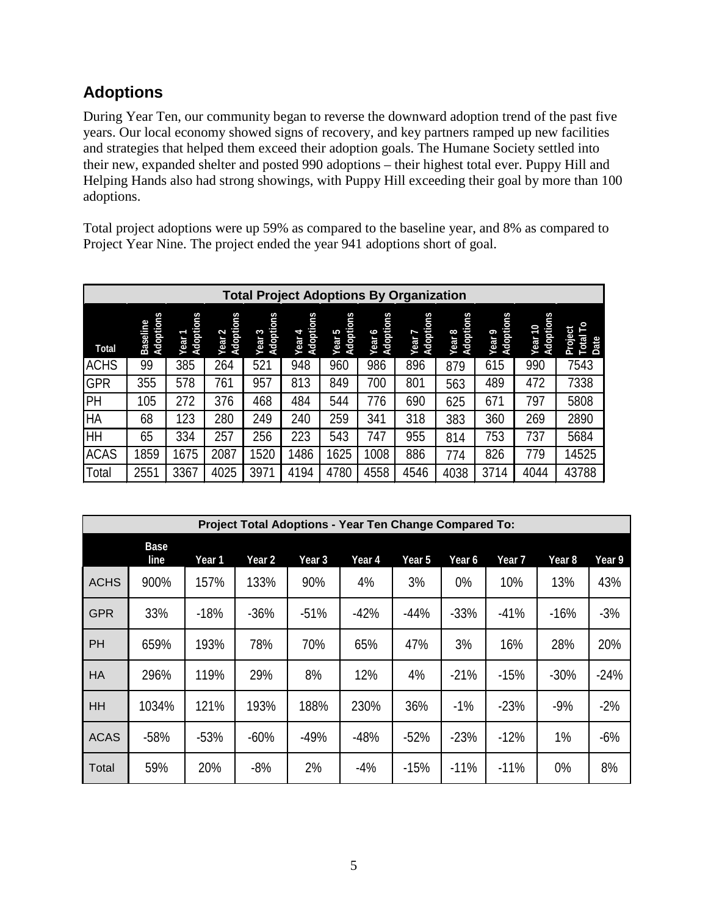## Adoptions

During Year Ten, our community began to reverse the downward adoption trend of the past five years. Our local economy showed signs of recovery, and key partners ramped up new facilities and strategies that helped them exceed their adoption goals. The Humane Society settled into their new, expanded shelter and posted 990 adoptions – their highest total ever. Puppy Hill and Helping Hands also had strong showings, with Puppy Hill exceeding their goal by more than 100 adoptions.

Total project adoptions were up 59% as compared to the baseline year, and 8% as compared to Project Year Nine. The project ended the year 941 adoptions short of goal.

| Total Project Adoptions By Organization | | | | | | | | | | | | |
|---|---|---|---|---|---|---|---|---|---|---|---|---|
| Total | Baseline Adoptions | Year 1 Adoptions | Year 2 Adoptions | Year 3 Adoptions | Year 4 Adoptions | Year 5 Adoptions | Year 6 Adoptions | Year 7 Adoptions | Year 8 Adoptions | Year 9 Adoptions | Year 10 Adoptions | Project Total To Date |
| ACHS | 99 | 385 | 264 | 521 | 948 | 960 | 986 | 896 | 879 | 615 | 990 | 7543 |
| GPR | 355 | 578 | 761 | 957 | 813 | 849 | 700 | 801 | 563 | 489 | 472 | 7338 |
| PH | 105 | 272 | 376 | 468 | 484 | 544 | 776 | 690 | 625 | 671 | 797 | 5808 |
| HA | 68 | 123 | 280 | 249 | 240 | 259 | 341 | 318 | 383 | 360 | 269 | 2890 |
| HH | 65 | 334 | 257 | 256 | 223 | 543 | 747 | 955 | 814 | 753 | 737 | 5684 |
| ACAS | 1859 | 1675 | 2087 | 1520 | 1486 | 1625 | 1008 | 886 | 774 | 826 | 779 | 14525 |
| Total | 2551 | 3367 | 4025 | 3971 | 4194 | 4780 | 4558 | 4546 | 4038 | 3714 | 4044 | 43788 |

| Project Total Adoptions - Year Ten Change Compared To: | | | | | | | | | | |
|---|---|---|---|---|---|---|---|---|---|---|
| | Base line | Year 1 | Year 2 | Year 3 | Year 4 | Year 5 | Year 6 | Year 7 | Year 8 | Year 9 |
| ACHS | 900% | 157% | 133% | 90% | 4% | 3% | 0% | 10% | 13% | 43% |
| GPR | 33% | -18% | -36% | -51% | -42% | -44% | -33% | -41% | -16% | -3% |
| PH | 659% | 193% | 78% | 70% | 65% | 47% | 3% | 16% | 28% | 20% |
| HA | 296% | 119% | 29% | 8% | 12% | 4% | -21% | -15% | -30% | -24% |
| HH | 1034% | 121% | 193% | 188% | 230% | 36% | -1% | -23% | -9% | -2% |
| ACAS | -58% | -53% | -60% | -49% | -48% | -52% | -23% | -12% | 1% | -6% |
| Total | 59% | 20% | -8% | 2% | -4% | -15% | -11% | -11% | 0% | 8% |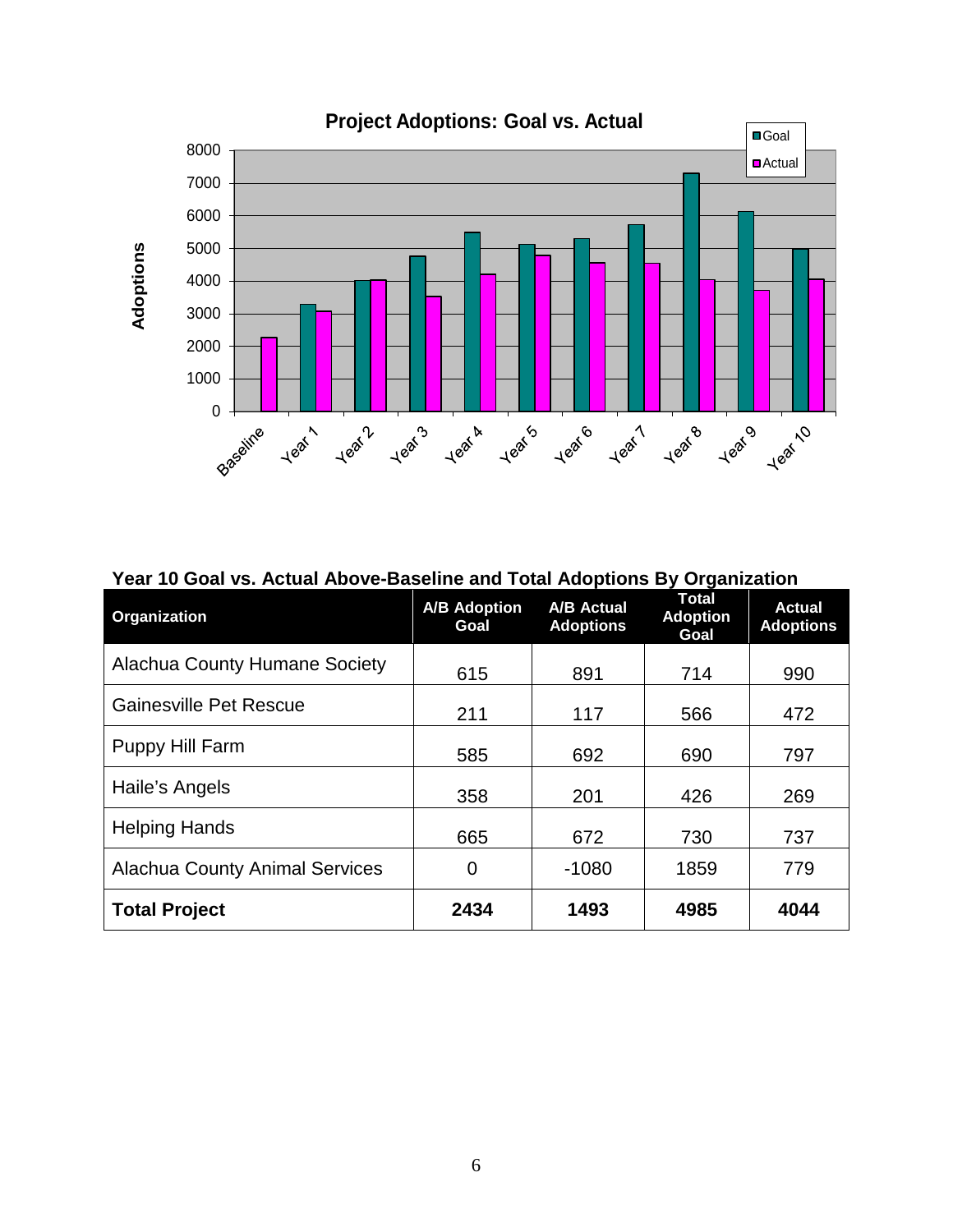**Project Adoptions: Goal vs. Actual**

**Year 10 Goal vs. Actual Above-Baseline and Total Adoptions By Organization**

| Organization | A/B Adoption Goal | A/B Actual Adoptions | Total Adoption Goal | Actual Adoptions |
|---|---|---|---|---|
| Alachua County Humane Society | 615 | 891 | 714 | 990 |
| Gainesville Pet Rescue | 211 | 117 | 566 | 472 |
| Puppy Hill Farm | 585 | 692 | 690 | 797 |
| Haile's Angels | 358 | 201 | 426 | 269 |
| Helping Hands | 665 | 672 | 730 | 737 |
| Alachua County Animal Services | 0 | -1080 | 1859 | 779 |
| **Total Project** | **2434** | **1493** | **4985** | **4044** |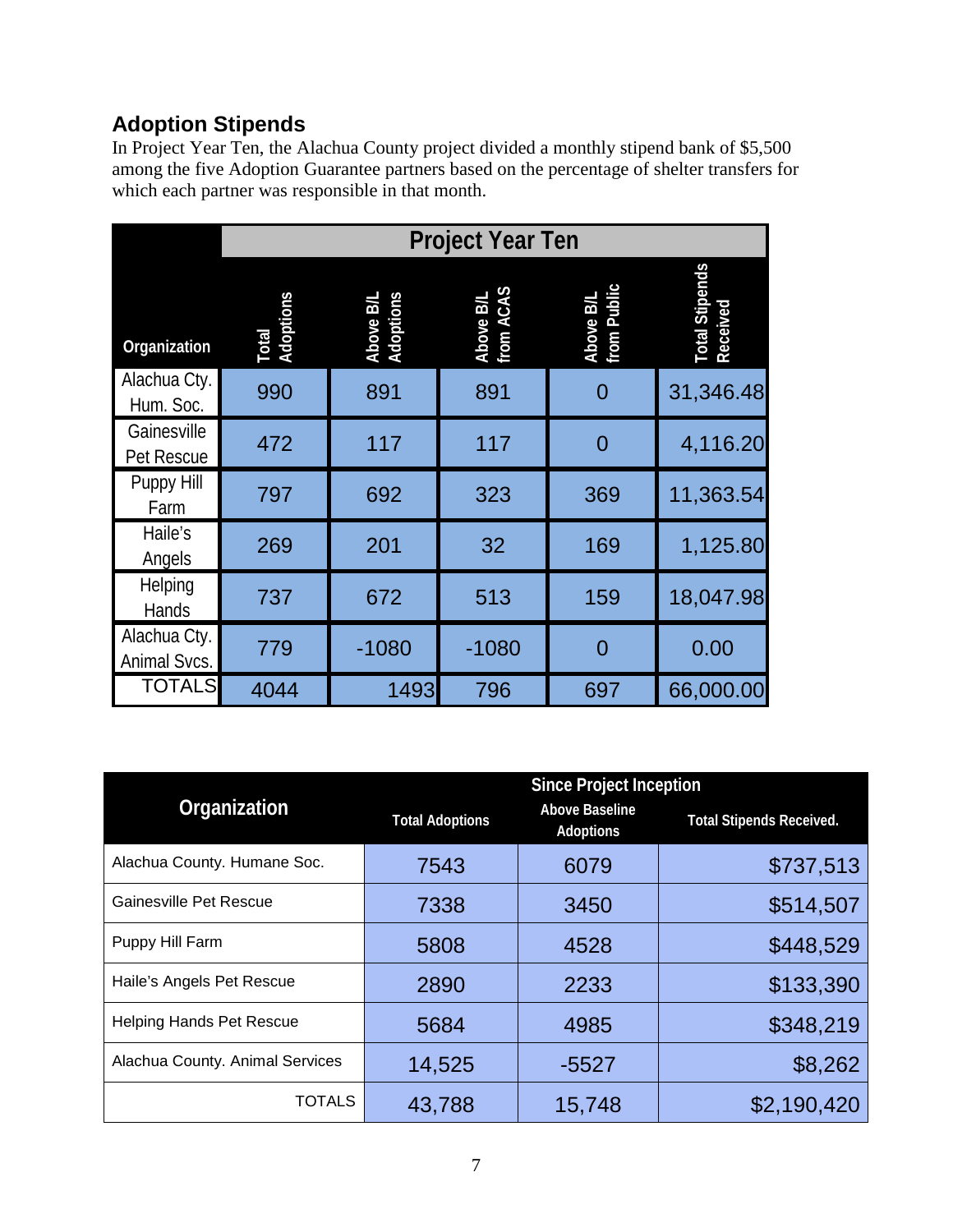## Adoption Stipends

In Project Year Ten, the Alachua County project divided a monthly stipend bank of $5,500 among the five Adoption Guarantee partners based on the percentage of shelter transfers for which each partner was responsible in that month.

| | Project Year Ten | | | | |
|---|---|---|---|---|---|
| Organization | Total Adoptions | Above B/L Adoptions | Above B/L from ACAS | Above B/L from Public | Total Stipends Received |
| Alachua Cty. Hum. Soc. | 990 | 891 | 891 | 0 | 31,346.48 |
| Gainesville Pet Rescue | 472 | 117 | 117 | 0 | 4,116.20 |
| Puppy Hill Farm | 797 | 692 | 323 | 369 | 11,363.54 |
| Haile's Angels | 269 | 201 | 32 | 169 | 1,125.80 |
| Helping Hands | 737 | 672 | 513 | 159 | 18,047.98 |
| Alachua Cty. Animal Svcs. | 779 | -1080 | -1080 | 0 | 0.00 |
| TOTALS | 4044 | 1493 | 796 | 697 | 66,000.00 |

| Organization | Since Project Inception | | |
|---|---|---|---|
| | Total Adoptions | Above Baseline Adoptions | Total Stipends Received. |
| Alachua County. Humane Soc. | 7543 | 6079 | $737,513 |
| Gainesville Pet Rescue | 7338 | 3450 | $514,507 |
| Puppy Hill Farm | 5808 | 4528 | $448,529 |
| Haile's Angels Pet Rescue | 2890 | 2233 | $133,390 |
| Helping Hands Pet Rescue | 5684 | 4985 | $348,219 |
| Alachua County. Animal Services | 14,525 | -5527 | $8,262 |
| TOTALS | 43,788 | 15,748 | $2,190,420 |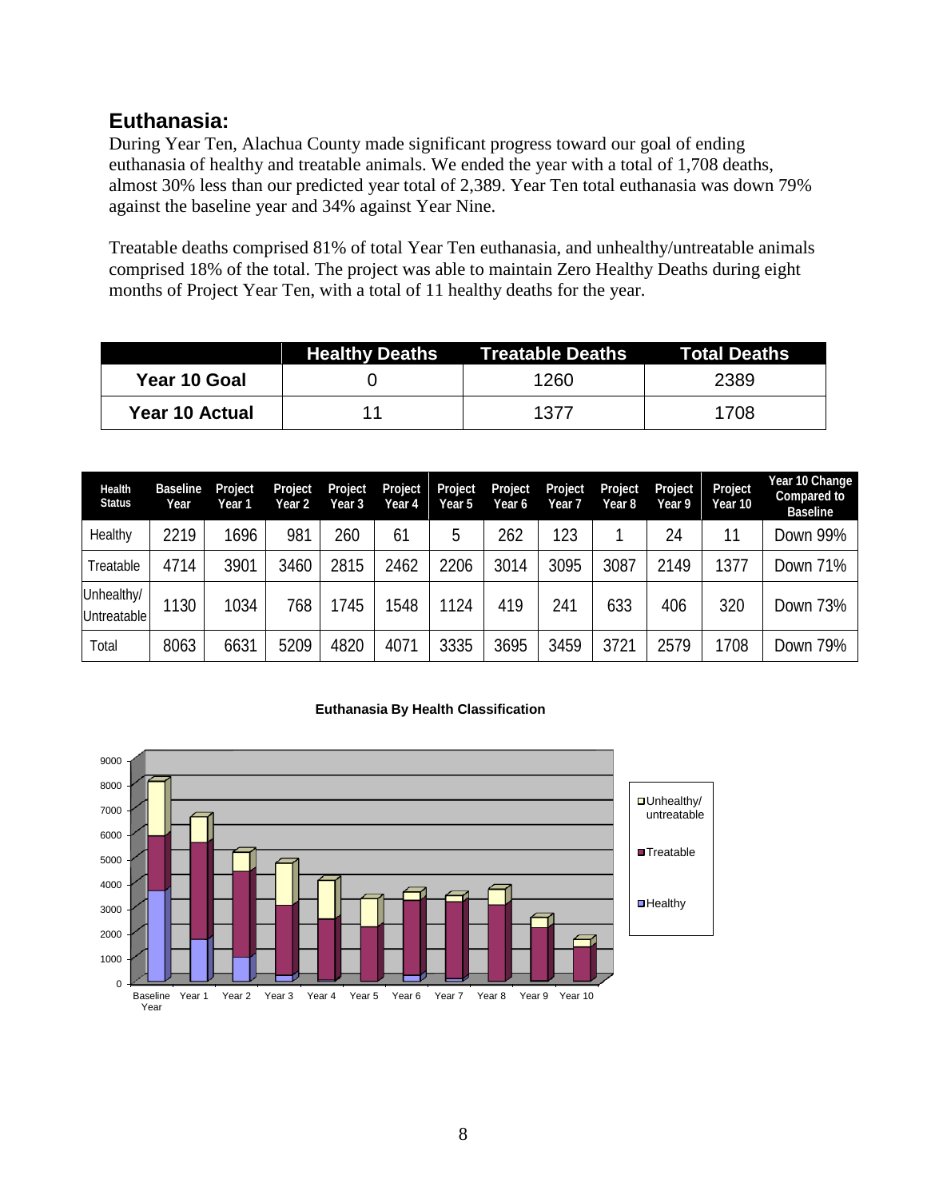## Euthanasia:

During Year Ten, Alachua County made significant progress toward our goal of ending euthanasia of healthy and treatable animals. We ended the year with a total of 1,708 deaths, almost 30% less than our predicted year total of 2,389. Year Ten total euthanasia was down 79% against the baseline year and 34% against Year Nine.

Treatable deaths comprised 81% of total Year Ten euthanasia, and unhealthy/untreatable animals comprised 18% of the total. The project was able to maintain Zero Healthy Deaths during eight months of Project Year Ten, with a total of 11 healthy deaths for the year.

| | Healthy Deaths | Treatable Deaths | Total Deaths |
|---|---|---|---|
| **Year 10 Goal** | 0 | 1260 | 2389 |
| **Year 10 Actual** | 11 | 1377 | 1708 |

| Health Status | Baseline Year | Project Year 1 | Project Year 2 | Project Year 3 | Project Year 4 | Project Year 5 | Project Year 6 | Project Year 7 | Project Year 8 | Project Year 9 | Project Year 10 | Year 10 Change Compared to Baseline |
|---|---|---|---|---|---|---|---|---|---|---|---|---|
| Healthy | 2219 | 1696 | 981 | 260 | 61 | 5 | 262 | 123 | 1 | 24 | 11 | Down 99% |
| Treatable | 4714 | 3901 | 3460 | 2815 | 2462 | 2206 | 3014 | 3095 | 3087 | 2149 | 1377 | Down 71% |
| Unhealthy/ Untreatable | 1130 | 1034 | 768 | 1745 | 1548 | 1124 | 419 | 241 | 633 | 406 | 320 | Down 73% |
| Total | 8063 | 6631 | 5209 | 4820 | 4071 | 3335 | 3695 | 3459 | 3721 | 2579 | 1708 | Down 79% |

**Euthanasia By Health Classification**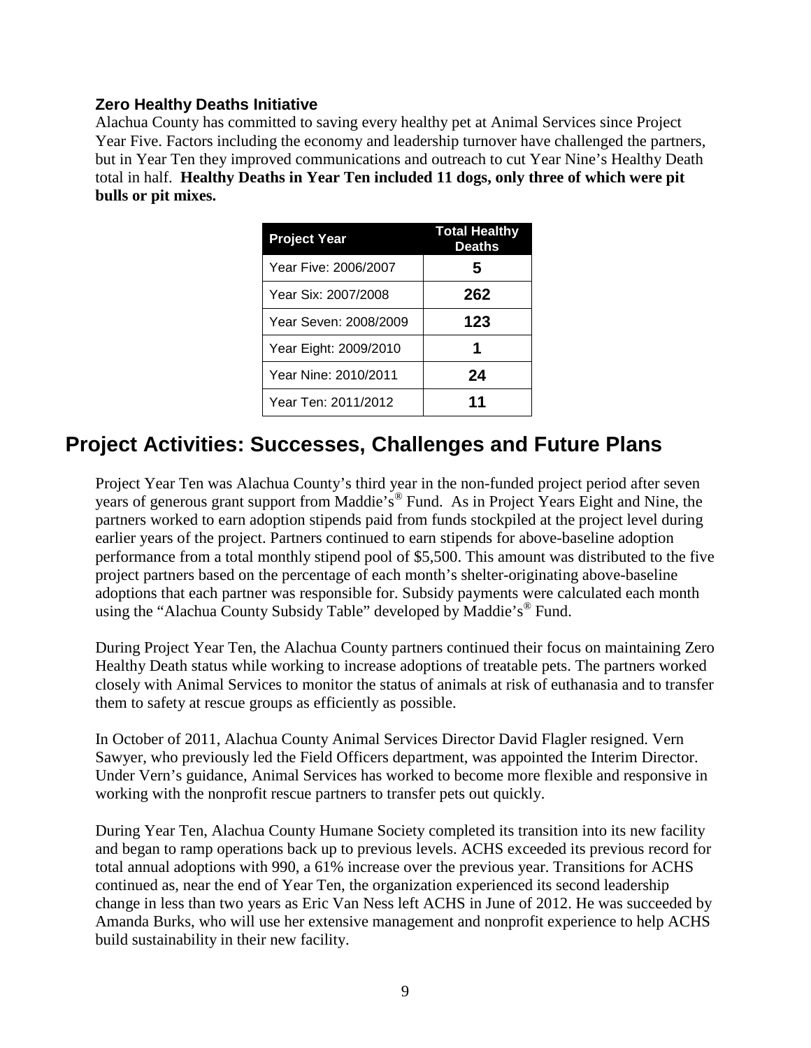### Zero Healthy Deaths Initiative

Alachua County has committed to saving every healthy pet at Animal Services since Project Year Five. Factors including the economy and leadership turnover have challenged the partners, but in Year Ten they improved communications and outreach to cut Year Nine's Healthy Death total in half. **Healthy Deaths in Year Ten included 11 dogs, only three of which were pit bulls or pit mixes.**

| Project Year | Total Healthy Deaths |
|---|---|
| Year Five: 2006/2007 | 5 |
| Year Six: 2007/2008 | 262 |
| Year Seven: 2008/2009 | 123 |
| Year Eight: 2009/2010 | 1 |
| Year Nine: 2010/2011 | 24 |
| Year Ten: 2011/2012 | 11 |

## Project Activities: Successes, Challenges and Future Plans

Project Year Ten was Alachua County's third year in the non-funded project period after seven years of generous grant support from Maddie's® Fund. As in Project Years Eight and Nine, the partners worked to earn adoption stipends paid from funds stockpiled at the project level during earlier years of the project. Partners continued to earn stipends for above-baseline adoption performance from a total monthly stipend pool of $5,500. This amount was distributed to the five project partners based on the percentage of each month's shelter-originating above-baseline adoptions that each partner was responsible for. Subsidy payments were calculated each month using the "Alachua County Subsidy Table" developed by Maddie's® Fund.

During Project Year Ten, the Alachua County partners continued their focus on maintaining Zero Healthy Death status while working to increase adoptions of treatable pets. The partners worked closely with Animal Services to monitor the status of animals at risk of euthanasia and to transfer them to safety at rescue groups as efficiently as possible.

In October of 2011, Alachua County Animal Services Director David Flagler resigned. Vern Sawyer, who previously led the Field Officers department, was appointed the Interim Director. Under Vern's guidance, Animal Services has worked to become more flexible and responsive in working with the nonprofit rescue partners to transfer pets out quickly.

During Year Ten, Alachua County Humane Society completed its transition into its new facility and began to ramp operations back up to previous levels. ACHS exceeded its previous record for total annual adoptions with 990, a 61% increase over the previous year. Transitions for ACHS continued as, near the end of Year Ten, the organization experienced its second leadership change in less than two years as Eric Van Ness left ACHS in June of 2012. He was succeeded by Amanda Burks, who will use her extensive management and nonprofit experience to help ACHS build sustainability in their new facility.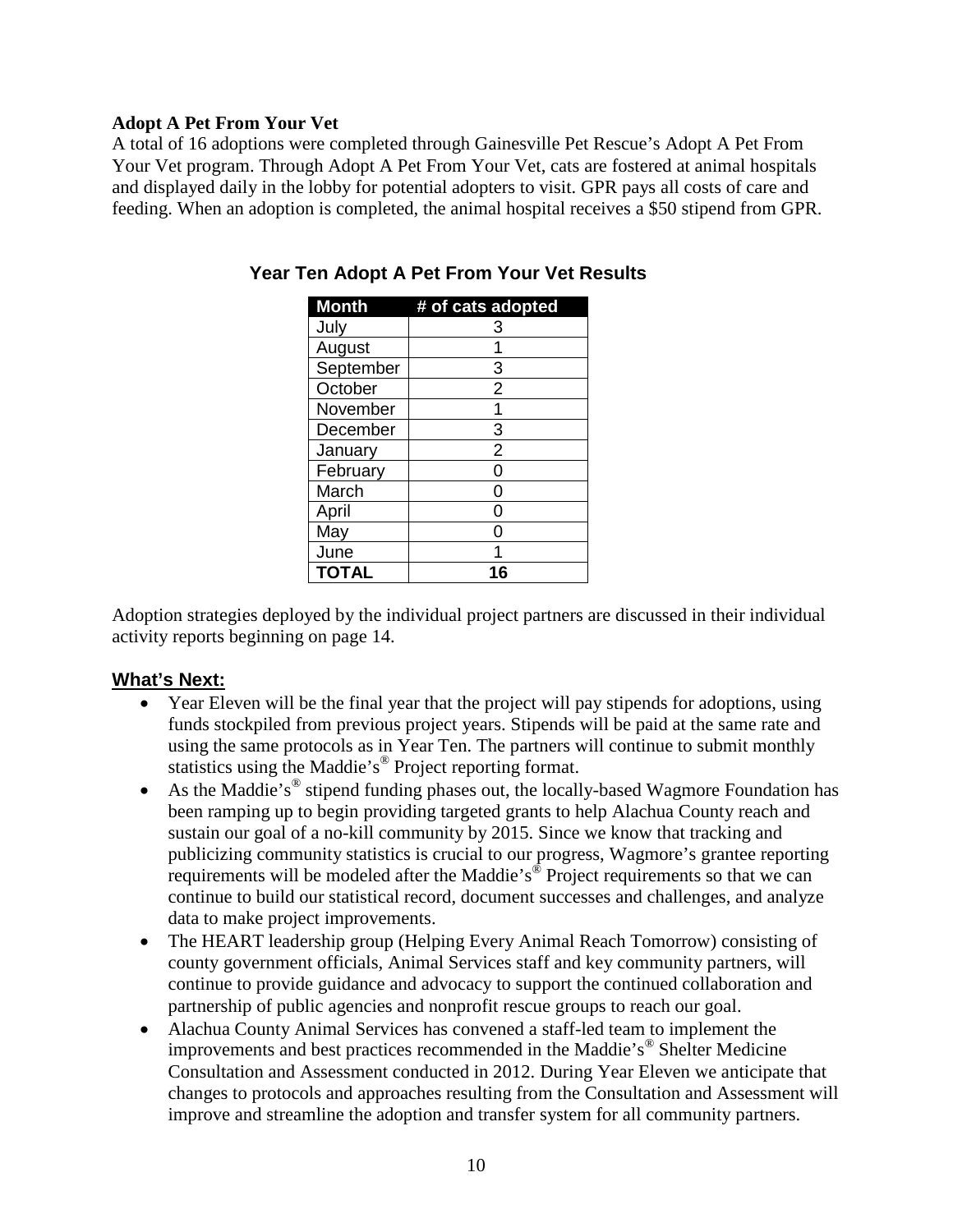**Adopt A Pet From Your Vet**

A total of 16 adoptions were completed through Gainesville Pet Rescue's Adopt A Pet From Your Vet program. Through Adopt A Pet From Your Vet, cats are fostered at animal hospitals and displayed daily in the lobby for potential adopters to visit. GPR pays all costs of care and feeding. When an adoption is completed, the animal hospital receives a $50 stipend from GPR.

### Year Ten Adopt A Pet From Your Vet Results

| Month | # of cats adopted |
|---|---|
| July | 3 |
| August | 1 |
| September | 3 |
| October | 2 |
| November | 1 |
| December | 3 |
| January | 2 |
| February | 0 |
| March | 0 |
| April | 0 |
| May | 0 |
| June | 1 |
| **TOTAL** | **16** |

Adoption strategies deployed by the individual project partners are discussed in their individual activity reports beginning on page 14.

## What's Next:

- Year Eleven will be the final year that the project will pay stipends for adoptions, using funds stockpiled from previous project years. Stipends will be paid at the same rate and using the same protocols as in Year Ten. The partners will continue to submit monthly statistics using the Maddie's® Project reporting format.
- As the Maddie's® stipend funding phases out, the locally-based Wagmore Foundation has been ramping up to begin providing targeted grants to help Alachua County reach and sustain our goal of a no-kill community by 2015. Since we know that tracking and publicizing community statistics is crucial to our progress, Wagmore's grantee reporting requirements will be modeled after the Maddie's® Project requirements so that we can continue to build our statistical record, document successes and challenges, and analyze data to make project improvements.
- The HEART leadership group (Helping Every Animal Reach Tomorrow) consisting of county government officials, Animal Services staff and key community partners, will continue to provide guidance and advocacy to support the continued collaboration and partnership of public agencies and nonprofit rescue groups to reach our goal.
- Alachua County Animal Services has convened a staff-led team to implement the improvements and best practices recommended in the Maddie's® Shelter Medicine Consultation and Assessment conducted in 2012. During Year Eleven we anticipate that changes to protocols and approaches resulting from the Consultation and Assessment will improve and streamline the adoption and transfer system for all community partners.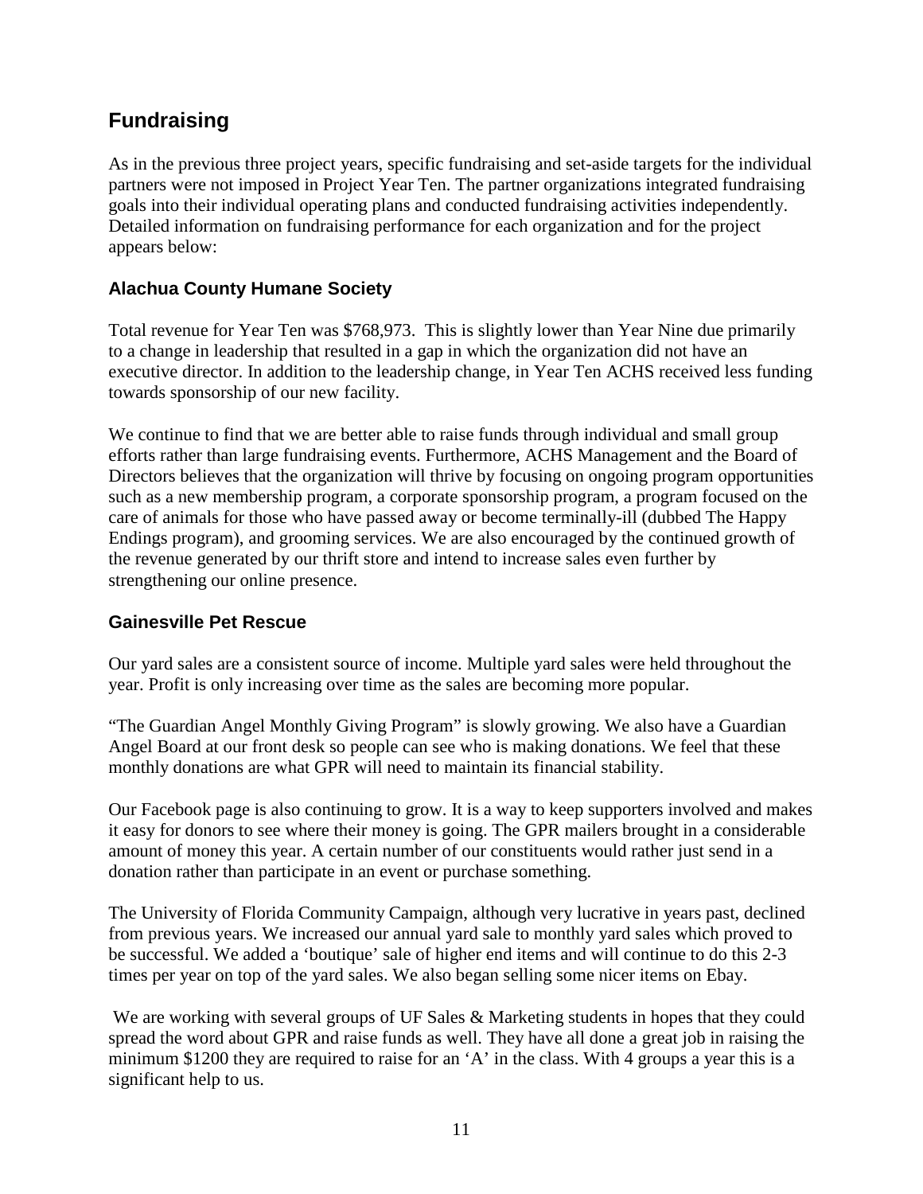## Fundraising

As in the previous three project years, specific fundraising and set-aside targets for the individual partners were not imposed in Project Year Ten. The partner organizations integrated fundraising goals into their individual operating plans and conducted fundraising activities independently. Detailed information on fundraising performance for each organization and for the project appears below:

### Alachua County Humane Society

Total revenue for Year Ten was $768,973. This is slightly lower than Year Nine due primarily to a change in leadership that resulted in a gap in which the organization did not have an executive director. In addition to the leadership change, in Year Ten ACHS received less funding towards sponsorship of our new facility.

We continue to find that we are better able to raise funds through individual and small group efforts rather than large fundraising events. Furthermore, ACHS Management and the Board of Directors believes that the organization will thrive by focusing on ongoing program opportunities such as a new membership program, a corporate sponsorship program, a program focused on the care of animals for those who have passed away or become terminally-ill (dubbed The Happy Endings program), and grooming services. We are also encouraged by the continued growth of the revenue generated by our thrift store and intend to increase sales even further by strengthening our online presence.

### Gainesville Pet Rescue

Our yard sales are a consistent source of income. Multiple yard sales were held throughout the year. Profit is only increasing over time as the sales are becoming more popular.

"The Guardian Angel Monthly Giving Program" is slowly growing. We also have a Guardian Angel Board at our front desk so people can see who is making donations. We feel that these monthly donations are what GPR will need to maintain its financial stability.

Our Facebook page is also continuing to grow. It is a way to keep supporters involved and makes it easy for donors to see where their money is going. The GPR mailers brought in a considerable amount of money this year. A certain number of our constituents would rather just send in a donation rather than participate in an event or purchase something.

The University of Florida Community Campaign, although very lucrative in years past, declined from previous years. We increased our annual yard sale to monthly yard sales which proved to be successful. We added a 'boutique' sale of higher end items and will continue to do this 2-3 times per year on top of the yard sales. We also began selling some nicer items on Ebay.

We are working with several groups of UF Sales & Marketing students in hopes that they could spread the word about GPR and raise funds as well. They have all done a great job in raising the minimum $1200 they are required to raise for an 'A' in the class. With 4 groups a year this is a significant help to us.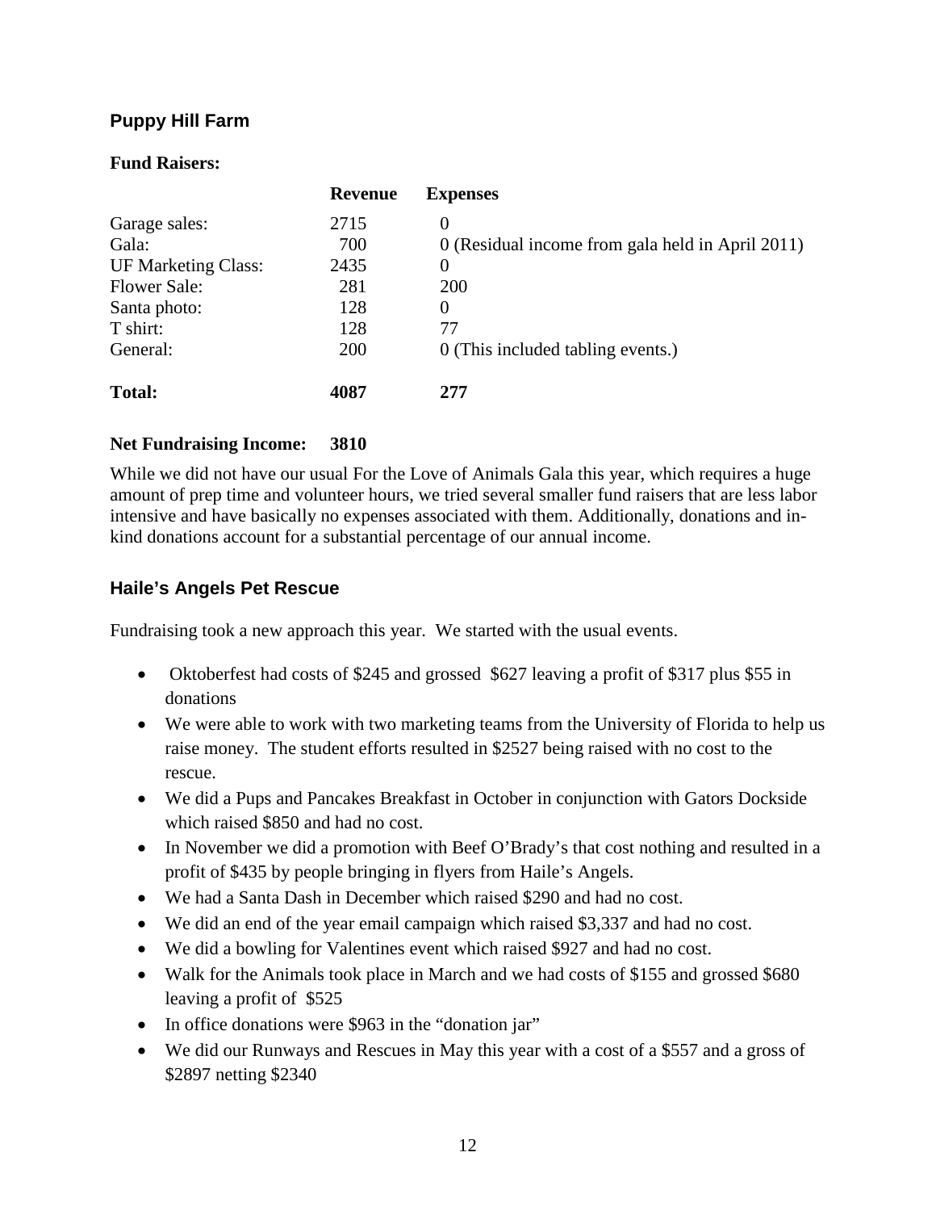## Puppy Hill Farm

**Fund Raisers:**

| | **Revenue** | **Expenses** |
|---|---|---|
| Garage sales: | 2715 | 0 |
| Gala: | 700 | 0 (Residual income from gala held in April 2011) |
| UF Marketing Class: | 2435 | 0 |
| Flower Sale: | 281 | 200 |
| Santa photo: | 128 | 0 |
| T shirt: | 128 | 77 |
| General: | 200 | 0 (This included tabling events.) |
| **Total:** | **4087** | **277** |

**Net Fundraising Income: 3810**

While we did not have our usual For the Love of Animals Gala this year, which requires a huge amount of prep time and volunteer hours, we tried several smaller fund raisers that are less labor intensive and have basically no expenses associated with them. Additionally, donations and in-kind donations account for a substantial percentage of our annual income.

## Haile's Angels Pet Rescue

Fundraising took a new approach this year. We started with the usual events.

- Oktoberfest had costs of $245 and grossed $627 leaving a profit of $317 plus $55 in donations
- We were able to work with two marketing teams from the University of Florida to help us raise money. The student efforts resulted in $2527 being raised with no cost to the rescue.
- We did a Pups and Pancakes Breakfast in October in conjunction with Gators Dockside which raised $850 and had no cost.
- In November we did a promotion with Beef O'Brady's that cost nothing and resulted in a profit of $435 by people bringing in flyers from Haile's Angels.
- We had a Santa Dash in December which raised $290 and had no cost.
- We did an end of the year email campaign which raised $3,337 and had no cost.
- We did a bowling for Valentines event which raised $927 and had no cost.
- Walk for the Animals took place in March and we had costs of $155 and grossed $680 leaving a profit of $525
- In office donations were $963 in the "donation jar"
- We did our Runways and Rescues in May this year with a cost of a $557 and a gross of $2897 netting $2340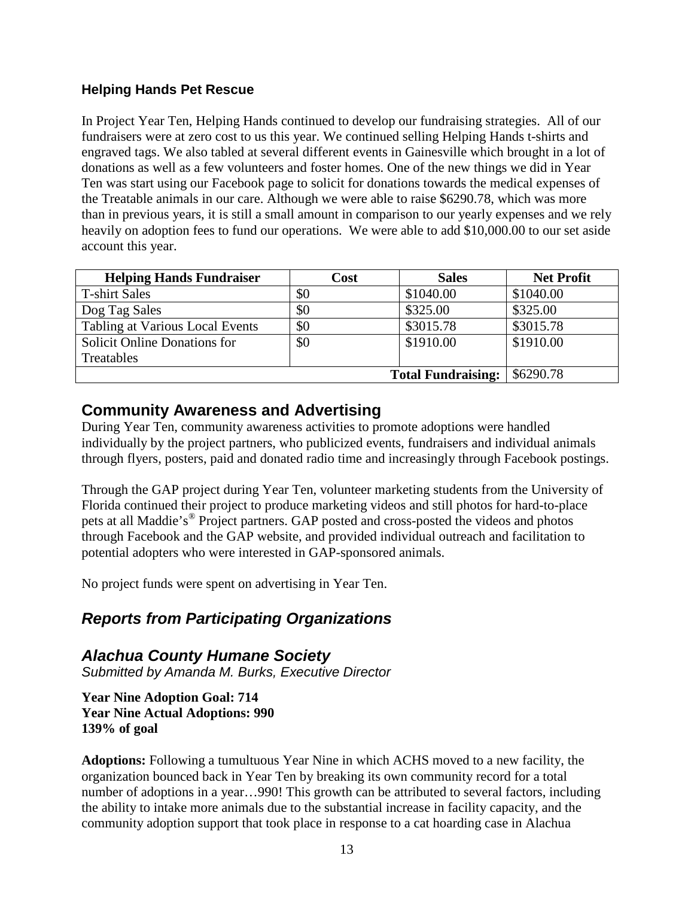### Helping Hands Pet Rescue

In Project Year Ten, Helping Hands continued to develop our fundraising strategies. All of our fundraisers were at zero cost to us this year. We continued selling Helping Hands t-shirts and engraved tags. We also tabled at several different events in Gainesville which brought in a lot of donations as well as a few volunteers and foster homes. One of the new things we did in Year Ten was start using our Facebook page to solicit for donations towards the medical expenses of the Treatable animals in our care. Although we were able to raise $6290.78, which was more than in previous years, it is still a small amount in comparison to our yearly expenses and we rely heavily on adoption fees to fund our operations. We were able to add $10,000.00 to our set aside account this year.

| Helping Hands Fundraiser | Cost | Sales | Net Profit |
|---|---|---|---|
| T-shirt Sales | $0 | $1040.00 | $1040.00 |
| Dog Tag Sales | $0 | $325.00 | $325.00 |
| Tabling at Various Local Events | $0 | $3015.78 | $3015.78 |
| Solicit Online Donations for Treatables | $0 | $1910.00 | $1910.00 |
| | | **Total Fundraising:** | $6290.78 |

## Community Awareness and Advertising

During Year Ten, community awareness activities to promote adoptions were handled individually by the project partners, who publicized events, fundraisers and individual animals through flyers, posters, paid and donated radio time and increasingly through Facebook postings.

Through the GAP project during Year Ten, volunteer marketing students from the University of Florida continued their project to produce marketing videos and still photos for hard-to-place pets at all Maddie's® Project partners. GAP posted and cross-posted the videos and photos through Facebook and the GAP website, and provided individual outreach and facilitation to potential adopters who were interested in GAP-sponsored animals.

No project funds were spent on advertising in Year Ten.

## *Reports from Participating Organizations*

## *Alachua County Humane Society*

*Submitted by Amanda M. Burks, Executive Director*

**Year Nine Adoption Goal: 714**
**Year Nine Actual Adoptions: 990**
**139% of goal**

**Adoptions:** Following a tumultuous Year Nine in which ACHS moved to a new facility, the organization bounced back in Year Ten by breaking its own community record for a total number of adoptions in a year…990! This growth can be attributed to several factors, including the ability to intake more animals due to the substantial increase in facility capacity, and the community adoption support that took place in response to a cat hoarding case in Alachua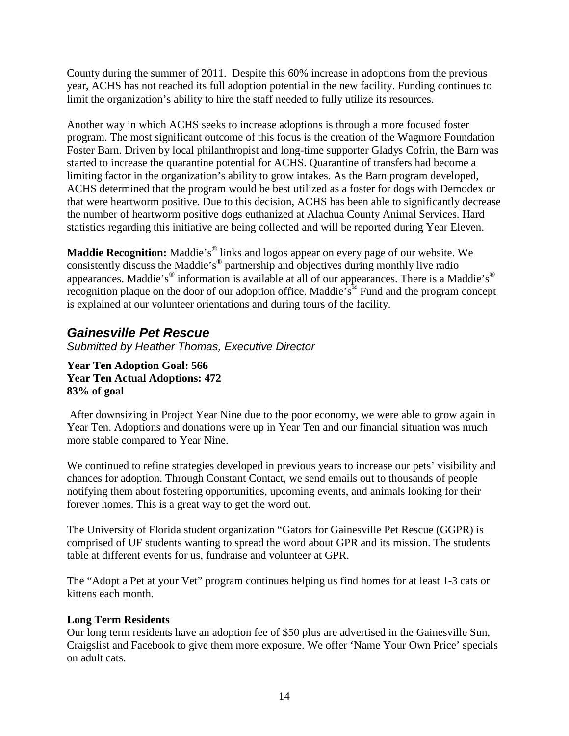County during the summer of 2011. Despite this 60% increase in adoptions from the previous year, ACHS has not reached its full adoption potential in the new facility. Funding continues to limit the organization's ability to hire the staff needed to fully utilize its resources.

Another way in which ACHS seeks to increase adoptions is through a more focused foster program. The most significant outcome of this focus is the creation of the Wagmore Foundation Foster Barn. Driven by local philanthropist and long-time supporter Gladys Cofrin, the Barn was started to increase the quarantine potential for ACHS. Quarantine of transfers had become a limiting factor in the organization's ability to grow intakes. As the Barn program developed, ACHS determined that the program would be best utilized as a foster for dogs with Demodex or that were heartworm positive. Due to this decision, ACHS has been able to significantly decrease the number of heartworm positive dogs euthanized at Alachua County Animal Services. Hard statistics regarding this initiative are being collected and will be reported during Year Eleven.

**Maddie Recognition:** Maddie's® links and logos appear on every page of our website. We consistently discuss the Maddie's® partnership and objectives during monthly live radio appearances. Maddie's® information is available at all of our appearances. There is a Maddie's® recognition plaque on the door of our adoption office. Maddie's® Fund and the program concept is explained at our volunteer orientations and during tours of the facility.

## *Gainesville Pet Rescue*

*Submitted by Heather Thomas, Executive Director*

**Year Ten Adoption Goal: 566**
**Year Ten Actual Adoptions: 472**
**83% of goal**

After downsizing in Project Year Nine due to the poor economy, we were able to grow again in Year Ten. Adoptions and donations were up in Year Ten and our financial situation was much more stable compared to Year Nine.

We continued to refine strategies developed in previous years to increase our pets' visibility and chances for adoption. Through Constant Contact, we send emails out to thousands of people notifying them about fostering opportunities, upcoming events, and animals looking for their forever homes. This is a great way to get the word out.

The University of Florida student organization "Gators for Gainesville Pet Rescue (GGPR) is comprised of UF students wanting to spread the word about GPR and its mission. The students table at different events for us, fundraise and volunteer at GPR.

The "Adopt a Pet at your Vet" program continues helping us find homes for at least 1-3 cats or kittens each month.

**Long Term Residents**

Our long term residents have an adoption fee of $50 plus are advertised in the Gainesville Sun, Craigslist and Facebook to give them more exposure. We offer 'Name Your Own Price' specials on adult cats.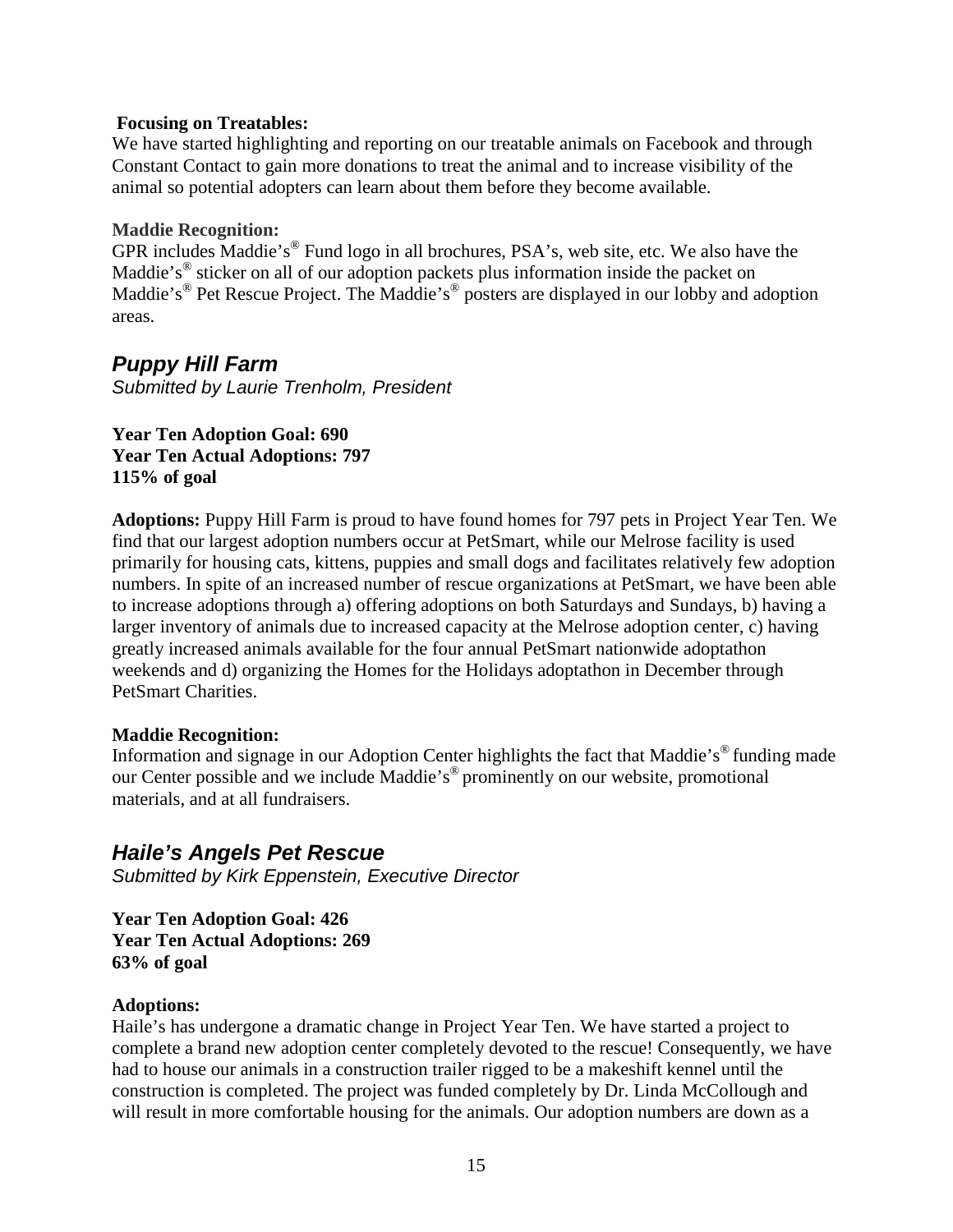**Focusing on Treatables:**
We have started highlighting and reporting on our treatable animals on Facebook and through Constant Contact to gain more donations to treat the animal and to increase visibility of the animal so potential adopters can learn about them before they become available.

**Maddie Recognition:**
GPR includes Maddie's® Fund logo in all brochures, PSA's, web site, etc. We also have the Maddie's® sticker on all of our adoption packets plus information inside the packet on Maddie's® Pet Rescue Project. The Maddie's® posters are displayed in our lobby and adoption areas.

## *Puppy Hill Farm*

*Submitted by Laurie Trenholm, President*

**Year Ten Adoption Goal: 690**
**Year Ten Actual Adoptions: 797**
**115% of goal**

**Adoptions:** Puppy Hill Farm is proud to have found homes for 797 pets in Project Year Ten. We find that our largest adoption numbers occur at PetSmart, while our Melrose facility is used primarily for housing cats, kittens, puppies and small dogs and facilitates relatively few adoption numbers. In spite of an increased number of rescue organizations at PetSmart, we have been able to increase adoptions through a) offering adoptions on both Saturdays and Sundays, b) having a larger inventory of animals due to increased capacity at the Melrose adoption center, c) having greatly increased animals available for the four annual PetSmart nationwide adoptathon weekends and d) organizing the Homes for the Holidays adoptathon in December through PetSmart Charities.

**Maddie Recognition:**
Information and signage in our Adoption Center highlights the fact that Maddie's® funding made our Center possible and we include Maddie's® prominently on our website, promotional materials, and at all fundraisers.

## *Haile's Angels Pet Rescue*

*Submitted by Kirk Eppenstein, Executive Director*

**Year Ten Adoption Goal: 426**
**Year Ten Actual Adoptions: 269**
**63% of goal**

**Adoptions:**
Haile's has undergone a dramatic change in Project Year Ten. We have started a project to complete a brand new adoption center completely devoted to the rescue! Consequently, we have had to house our animals in a construction trailer rigged to be a makeshift kennel until the construction is completed. The project was funded completely by Dr. Linda McCollough and will result in more comfortable housing for the animals. Our adoption numbers are down as a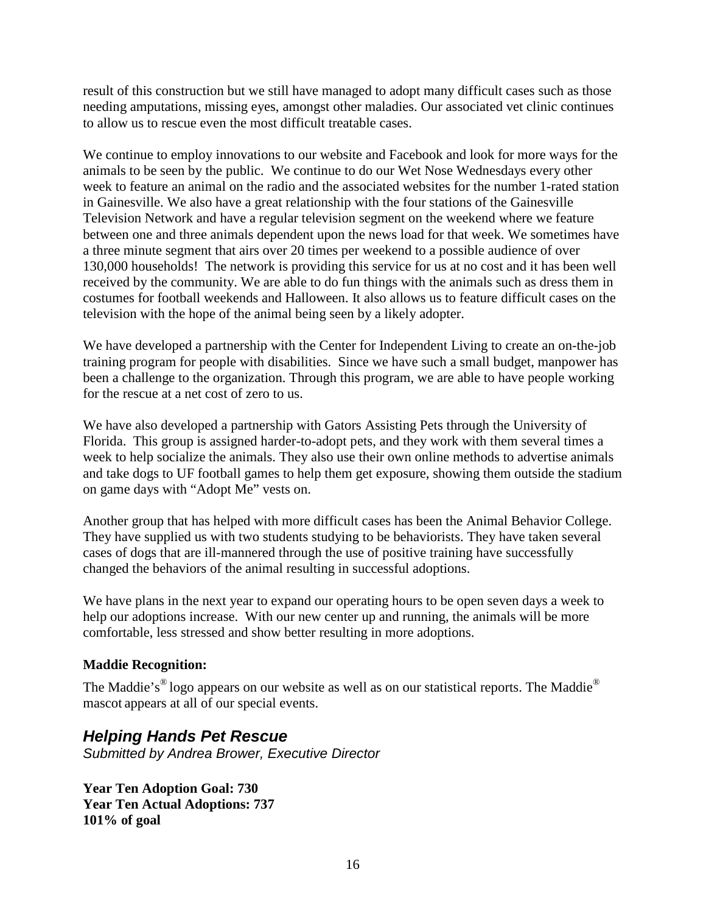result of this construction but we still have managed to adopt many difficult cases such as those needing amputations, missing eyes, amongst other maladies. Our associated vet clinic continues to allow us to rescue even the most difficult treatable cases.

We continue to employ innovations to our website and Facebook and look for more ways for the animals to be seen by the public. We continue to do our Wet Nose Wednesdays every other week to feature an animal on the radio and the associated websites for the number 1-rated station in Gainesville. We also have a great relationship with the four stations of the Gainesville Television Network and have a regular television segment on the weekend where we feature between one and three animals dependent upon the news load for that week. We sometimes have a three minute segment that airs over 20 times per weekend to a possible audience of over 130,000 households! The network is providing this service for us at no cost and it has been well received by the community. We are able to do fun things with the animals such as dress them in costumes for football weekends and Halloween. It also allows us to feature difficult cases on the television with the hope of the animal being seen by a likely adopter.

We have developed a partnership with the Center for Independent Living to create an on-the-job training program for people with disabilities. Since we have such a small budget, manpower has been a challenge to the organization. Through this program, we are able to have people working for the rescue at a net cost of zero to us.

We have also developed a partnership with Gators Assisting Pets through the University of Florida. This group is assigned harder-to-adopt pets, and they work with them several times a week to help socialize the animals. They also use their own online methods to advertise animals and take dogs to UF football games to help them get exposure, showing them outside the stadium on game days with "Adopt Me" vests on.

Another group that has helped with more difficult cases has been the Animal Behavior College. They have supplied us with two students studying to be behaviorists. They have taken several cases of dogs that are ill-mannered through the use of positive training have successfully changed the behaviors of the animal resulting in successful adoptions.

We have plans in the next year to expand our operating hours to be open seven days a week to help our adoptions increase. With our new center up and running, the animals will be more comfortable, less stressed and show better resulting in more adoptions.

**Maddie Recognition:**

The Maddie's® logo appears on our website as well as on our statistical reports. The Maddie® mascot appears at all of our special events.

## *Helping Hands Pet Rescue*

*Submitted by Andrea Brower, Executive Director*

**Year Ten Adoption Goal: 730**
**Year Ten Actual Adoptions: 737**
**101% of goal**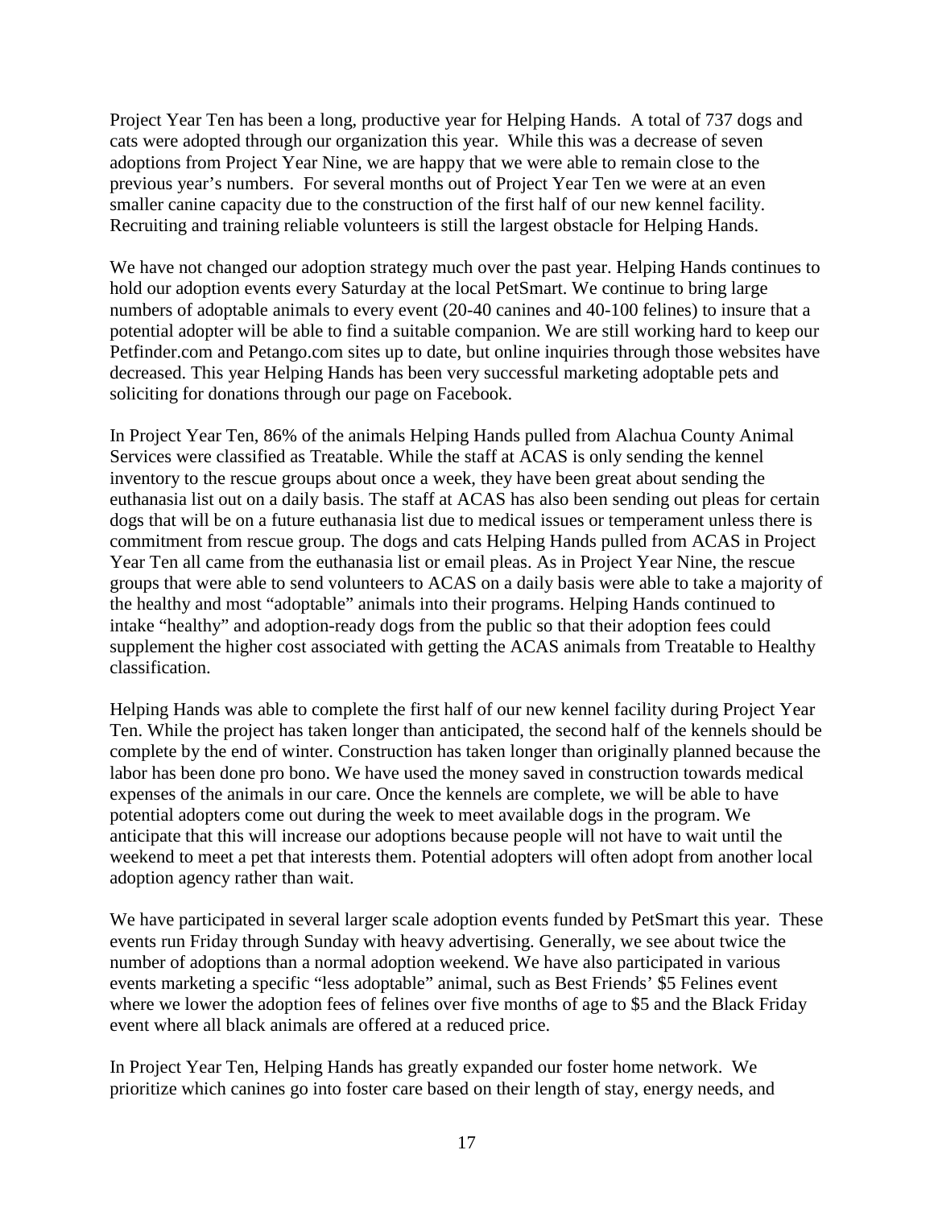Project Year Ten has been a long, productive year for Helping Hands. A total of 737 dogs and cats were adopted through our organization this year. While this was a decrease of seven adoptions from Project Year Nine, we are happy that we were able to remain close to the previous year's numbers. For several months out of Project Year Ten we were at an even smaller canine capacity due to the construction of the first half of our new kennel facility. Recruiting and training reliable volunteers is still the largest obstacle for Helping Hands.

We have not changed our adoption strategy much over the past year. Helping Hands continues to hold our adoption events every Saturday at the local PetSmart. We continue to bring large numbers of adoptable animals to every event (20-40 canines and 40-100 felines) to insure that a potential adopter will be able to find a suitable companion. We are still working hard to keep our Petfinder.com and Petango.com sites up to date, but online inquiries through those websites have decreased. This year Helping Hands has been very successful marketing adoptable pets and soliciting for donations through our page on Facebook.

In Project Year Ten, 86% of the animals Helping Hands pulled from Alachua County Animal Services were classified as Treatable. While the staff at ACAS is only sending the kennel inventory to the rescue groups about once a week, they have been great about sending the euthanasia list out on a daily basis. The staff at ACAS has also been sending out pleas for certain dogs that will be on a future euthanasia list due to medical issues or temperament unless there is commitment from rescue group. The dogs and cats Helping Hands pulled from ACAS in Project Year Ten all came from the euthanasia list or email pleas. As in Project Year Nine, the rescue groups that were able to send volunteers to ACAS on a daily basis were able to take a majority of the healthy and most "adoptable" animals into their programs. Helping Hands continued to intake "healthy" and adoption-ready dogs from the public so that their adoption fees could supplement the higher cost associated with getting the ACAS animals from Treatable to Healthy classification.

Helping Hands was able to complete the first half of our new kennel facility during Project Year Ten. While the project has taken longer than anticipated, the second half of the kennels should be complete by the end of winter. Construction has taken longer than originally planned because the labor has been done pro bono. We have used the money saved in construction towards medical expenses of the animals in our care. Once the kennels are complete, we will be able to have potential adopters come out during the week to meet available dogs in the program. We anticipate that this will increase our adoptions because people will not have to wait until the weekend to meet a pet that interests them. Potential adopters will often adopt from another local adoption agency rather than wait.

We have participated in several larger scale adoption events funded by PetSmart this year. These events run Friday through Sunday with heavy advertising. Generally, we see about twice the number of adoptions than a normal adoption weekend. We have also participated in various events marketing a specific "less adoptable" animal, such as Best Friends' $5 Felines event where we lower the adoption fees of felines over five months of age to $5 and the Black Friday event where all black animals are offered at a reduced price.

In Project Year Ten, Helping Hands has greatly expanded our foster home network. We prioritize which canines go into foster care based on their length of stay, energy needs, and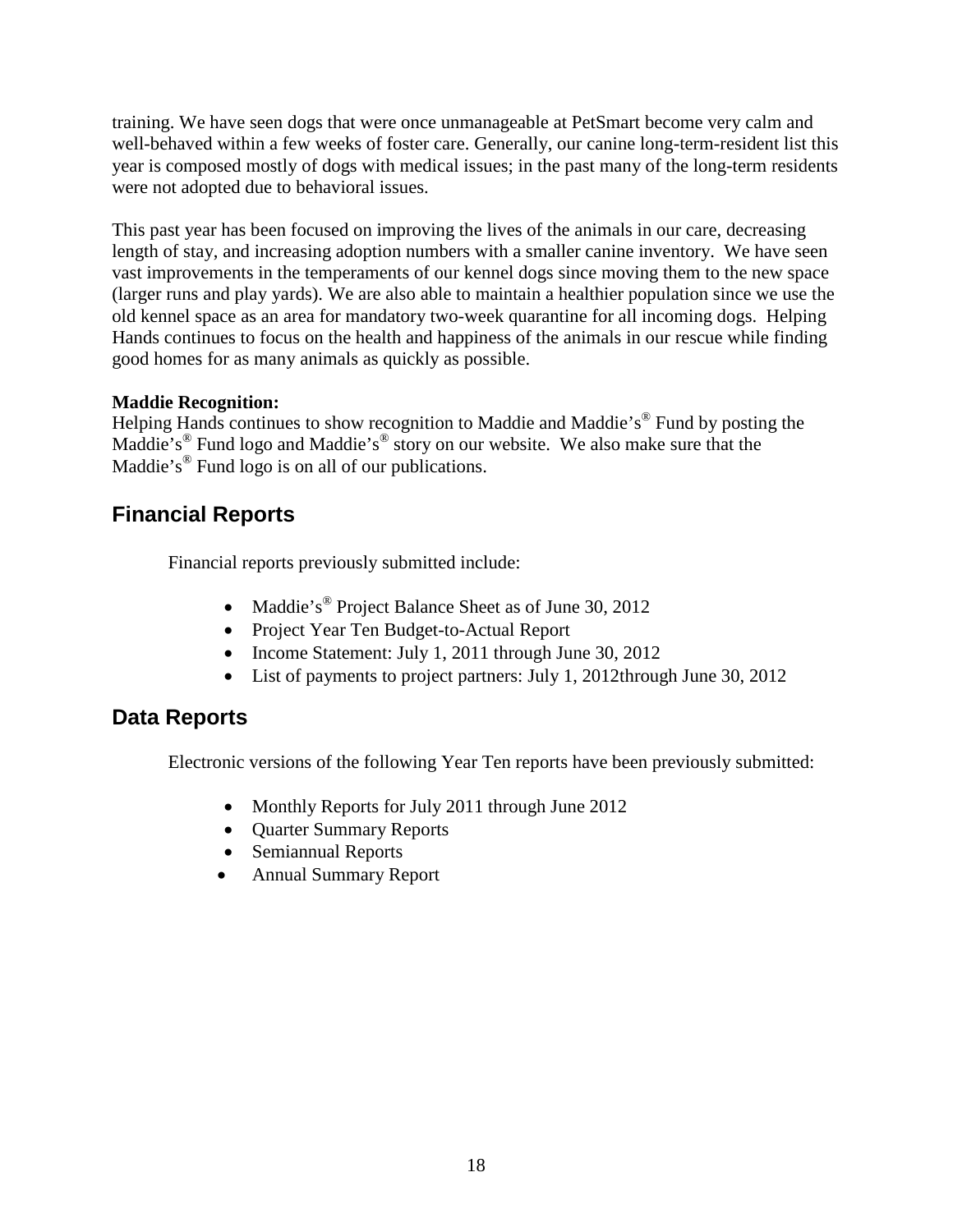training. We have seen dogs that were once unmanageable at PetSmart become very calm and well-behaved within a few weeks of foster care. Generally, our canine long-term-resident list this year is composed mostly of dogs with medical issues; in the past many of the long-term residents were not adopted due to behavioral issues.

This past year has been focused on improving the lives of the animals in our care, decreasing length of stay, and increasing adoption numbers with a smaller canine inventory. We have seen vast improvements in the temperaments of our kennel dogs since moving them to the new space (larger runs and play yards). We are also able to maintain a healthier population since we use the old kennel space as an area for mandatory two-week quarantine for all incoming dogs. Helping Hands continues to focus on the health and happiness of the animals in our rescue while finding good homes for as many animals as quickly as possible.

**Maddie Recognition:**
Helping Hands continues to show recognition to Maddie and Maddie's® Fund by posting the Maddie's® Fund logo and Maddie's® story on our website. We also make sure that the Maddie's® Fund logo is on all of our publications.

## Financial Reports

Financial reports previously submitted include:

- Maddie's® Project Balance Sheet as of June 30, 2012
- Project Year Ten Budget-to-Actual Report
- Income Statement: July 1, 2011 through June 30, 2012
- List of payments to project partners: July 1, 2012through June 30, 2012

## Data Reports

Electronic versions of the following Year Ten reports have been previously submitted:

- Monthly Reports for July 2011 through June 2012
- Quarter Summary Reports
- Semiannual Reports
- Annual Summary Report